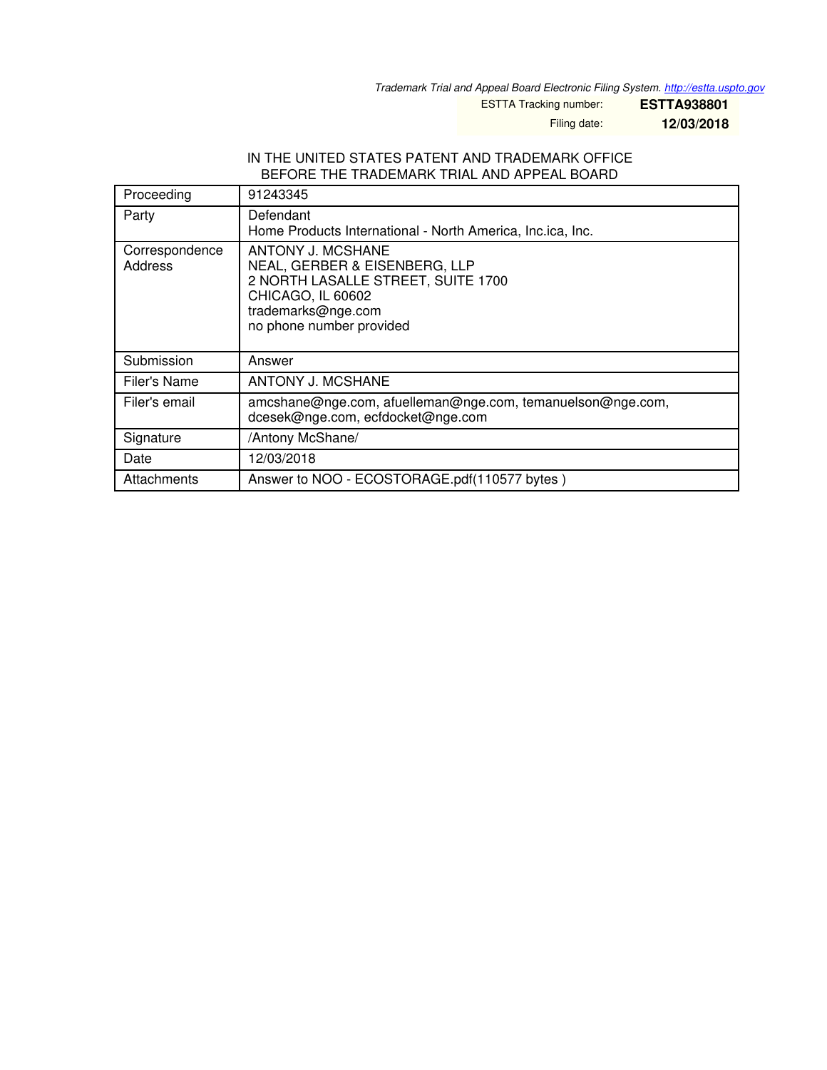*Trademark Trial and Appeal Board Electronic Filing System. http://estta.uspto.gov*

| | |
|---|---|
| ESTTA Tracking number: | **ESTTA938801** |
| Filing date: | **12/03/2018** |

IN THE UNITED STATES PATENT AND TRADEMARK OFFICE
BEFORE THE TRADEMARK TRIAL AND APPEAL BOARD

| | |
|---|---|
| Proceeding | 91243345 |
| Party | Defendant<br>Home Products International - North America, Inc.ica, Inc. |
| Correspondence Address | ANTONY J. MCSHANE<br>NEAL, GERBER & EISENBERG, LLP<br>2 NORTH LASALLE STREET, SUITE 1700<br>CHICAGO, IL 60602<br>trademarks@nge.com<br>no phone number provided |
| Submission | Answer |
| Filer's Name | ANTONY J. MCSHANE |
| Filer's email | amcshane@nge.com, afuelleman@nge.com, temanuelson@nge.com, dcesek@nge.com, ecfdocket@nge.com |
| Signature | /Antony McShane/ |
| Date | 12/03/2018 |
| Attachments | Answer to NOO - ECOSTORAGE.pdf(110577 bytes ) |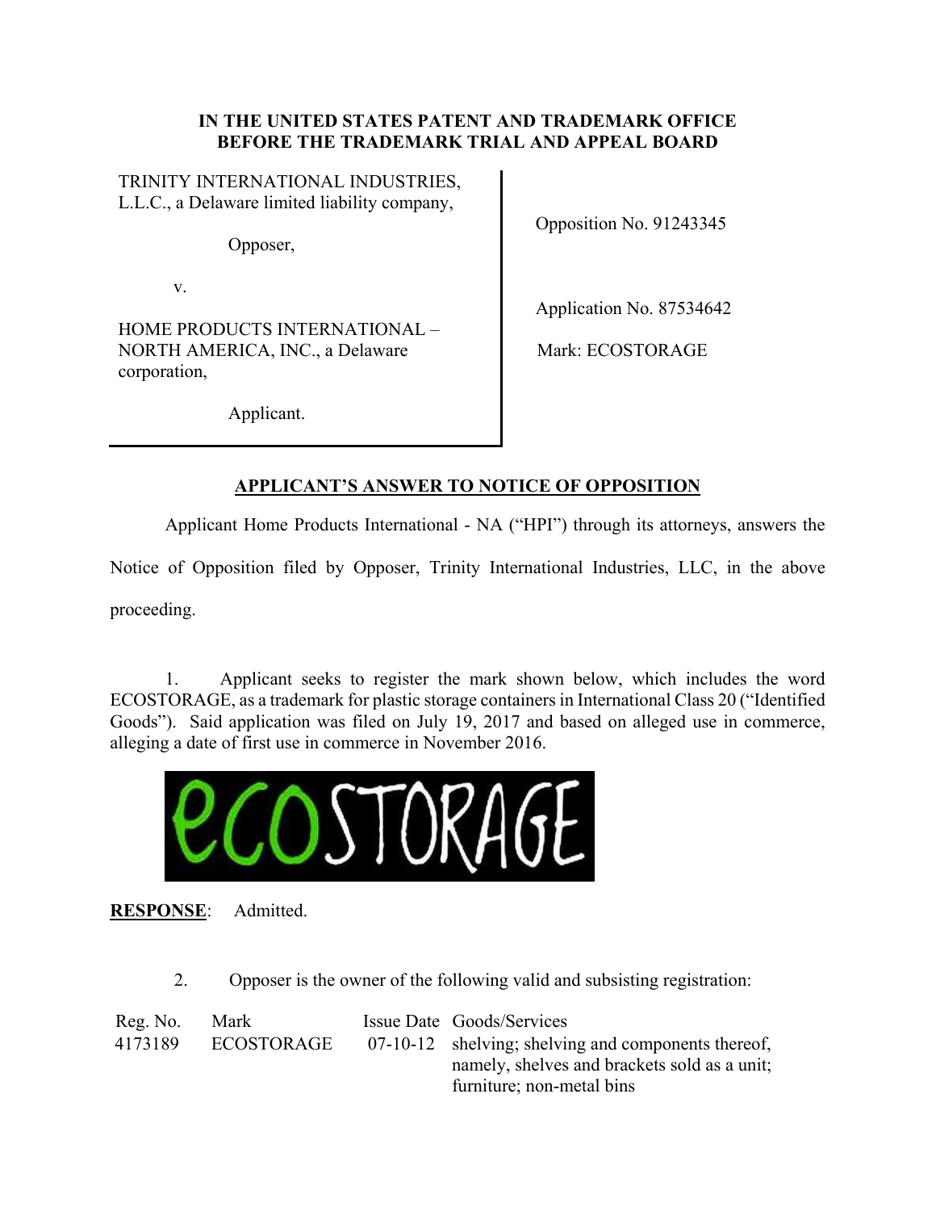**IN THE UNITED STATES PATENT AND TRADEMARK OFFICE**
**BEFORE THE TRADEMARK TRIAL AND APPEAL BOARD**

| | |
|---|---|
| TRINITY INTERNATIONAL INDUSTRIES, L.L.C., a Delaware limited liability company,<br><br>Opposer,<br><br>v.<br><br>HOME PRODUCTS INTERNATIONAL – NORTH AMERICA, INC., a Delaware corporation,<br><br>Applicant. | Opposition No. 91243345<br><br>Application No. 87534642<br><br>Mark: ECOSTORAGE |

## APPLICANT'S ANSWER TO NOTICE OF OPPOSITION

Applicant Home Products International - NA ("HPI") through its attorneys, answers the Notice of Opposition filed by Opposer, Trinity International Industries, LLC, in the above proceeding.

1. Applicant seeks to register the mark shown below, which includes the word ECOSTORAGE, as a trademark for plastic storage containers in International Class 20 ("Identified Goods"). Said application was filed on July 19, 2017 and based on alleged use in commerce, alleging a date of first use in commerce in November 2016.

ecoSTORAGE

**RESPONSE**: Admitted.

2. Opposer is the owner of the following valid and subsisting registration:

| Reg. No. | Mark | Issue Date | Goods/Services |
|---|---|---|---|
| 4173189 | ECOSTORAGE | 07-10-12 | shelving; shelving and components thereof, namely, shelves and brackets sold as a unit; furniture; non-metal bins |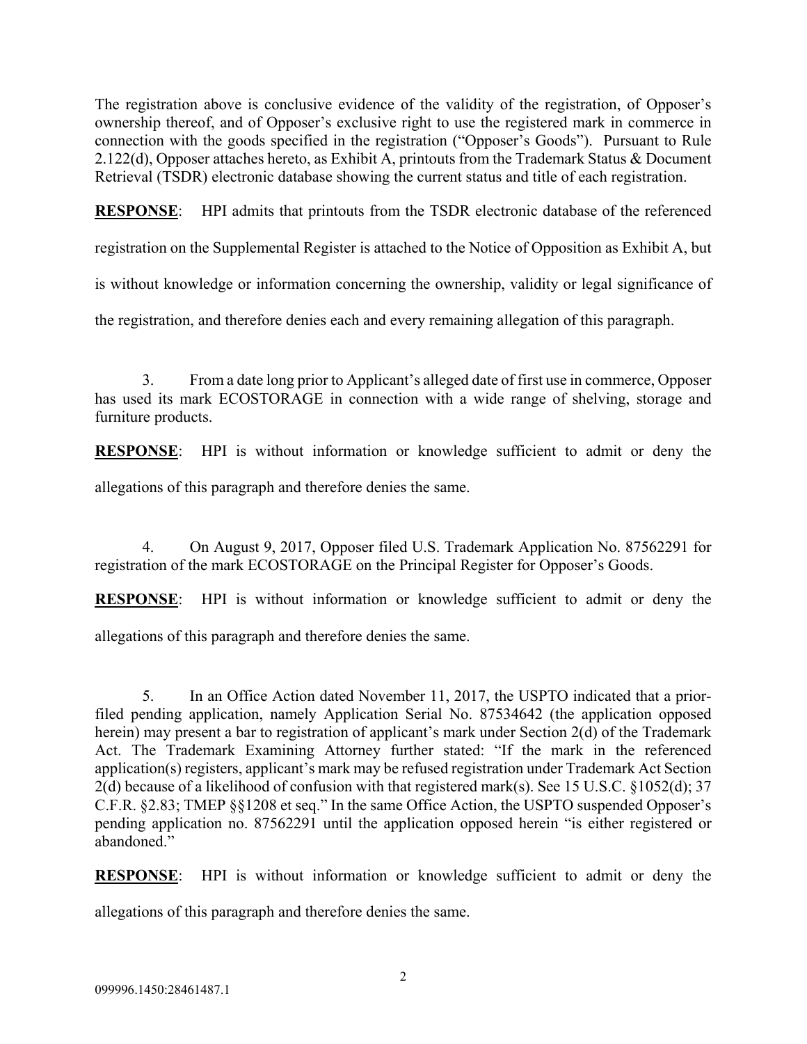The registration above is conclusive evidence of the validity of the registration, of Opposer's ownership thereof, and of Opposer's exclusive right to use the registered mark in commerce in connection with the goods specified in the registration ("Opposer's Goods"). Pursuant to Rule 2.122(d), Opposer attaches hereto, as Exhibit A, printouts from the Trademark Status & Document Retrieval (TSDR) electronic database showing the current status and title of each registration.

**RESPONSE**: HPI admits that printouts from the TSDR electronic database of the referenced registration on the Supplemental Register is attached to the Notice of Opposition as Exhibit A, but is without knowledge or information concerning the ownership, validity or legal significance of the registration, and therefore denies each and every remaining allegation of this paragraph.

3. From a date long prior to Applicant's alleged date of first use in commerce, Opposer has used its mark ECOSTORAGE in connection with a wide range of shelving, storage and furniture products.

**RESPONSE**: HPI is without information or knowledge sufficient to admit or deny the allegations of this paragraph and therefore denies the same.

4. On August 9, 2017, Opposer filed U.S. Trademark Application No. 87562291 for registration of the mark ECOSTORAGE on the Principal Register for Opposer's Goods.

**RESPONSE**: HPI is without information or knowledge sufficient to admit or deny the allegations of this paragraph and therefore denies the same.

5. In an Office Action dated November 11, 2017, the USPTO indicated that a prior-filed pending application, namely Application Serial No. 87534642 (the application opposed herein) may present a bar to registration of applicant's mark under Section 2(d) of the Trademark Act. The Trademark Examining Attorney further stated: "If the mark in the referenced application(s) registers, applicant's mark may be refused registration under Trademark Act Section 2(d) because of a likelihood of confusion with that registered mark(s). See 15 U.S.C. §1052(d); 37 C.F.R. §2.83; TMEP §§1208 et seq." In the same Office Action, the USPTO suspended Opposer's pending application no. 87562291 until the application opposed herein "is either registered or abandoned."

**RESPONSE**: HPI is without information or knowledge sufficient to admit or deny the allegations of this paragraph and therefore denies the same.

099996.1450:28461487.1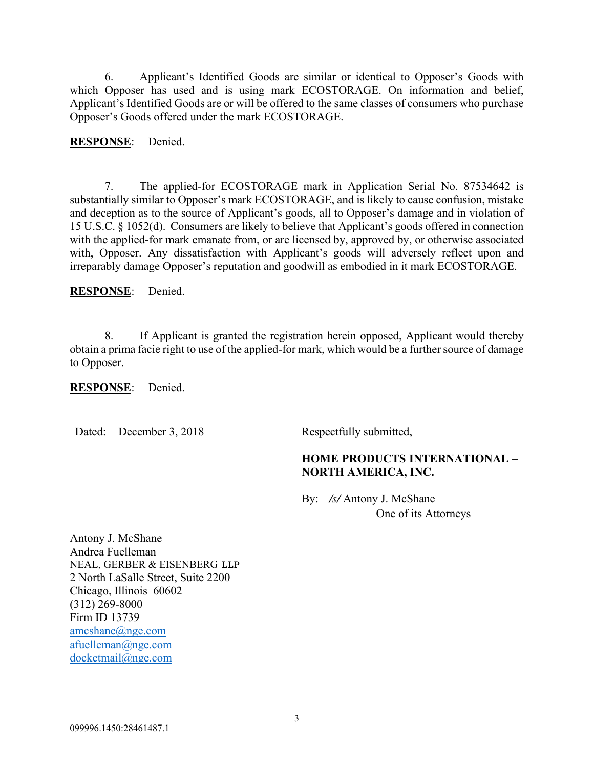6. Applicant's Identified Goods are similar or identical to Opposer's Goods with which Opposer has used and is using mark ECOSTORAGE. On information and belief, Applicant's Identified Goods are or will be offered to the same classes of consumers who purchase Opposer's Goods offered under the mark ECOSTORAGE.

**RESPONSE**: Denied.

7. The applied-for ECOSTORAGE mark in Application Serial No. 87534642 is substantially similar to Opposer's mark ECOSTORAGE, and is likely to cause confusion, mistake and deception as to the source of Applicant's goods, all to Opposer's damage and in violation of 15 U.S.C. § 1052(d). Consumers are likely to believe that Applicant's goods offered in connection with the applied-for mark emanate from, or are licensed by, approved by, or otherwise associated with, Opposer. Any dissatisfaction with Applicant's goods will adversely reflect upon and irreparably damage Opposer's reputation and goodwill as embodied in it mark ECOSTORAGE.

**RESPONSE**: Denied.

8. If Applicant is granted the registration herein opposed, Applicant would thereby obtain a prima facie right to use of the applied-for mark, which would be a further source of damage to Opposer.

**RESPONSE**: Denied.

Dated: December 3, 2018

Respectfully submitted,

**HOME PRODUCTS INTERNATIONAL – NORTH AMERICA, INC.**

By: */s/* Antony J. McShane
One of its Attorneys

Antony J. McShane
Andrea Fuelleman
NEAL, GERBER & EISENBERG LLP
2 North LaSalle Street, Suite 2200
Chicago, Illinois 60602
(312) 269-8000
Firm ID 13739
amcshane@nge.com
afuelleman@nge.com
docketmail@nge.com

099996.1450:28461487.1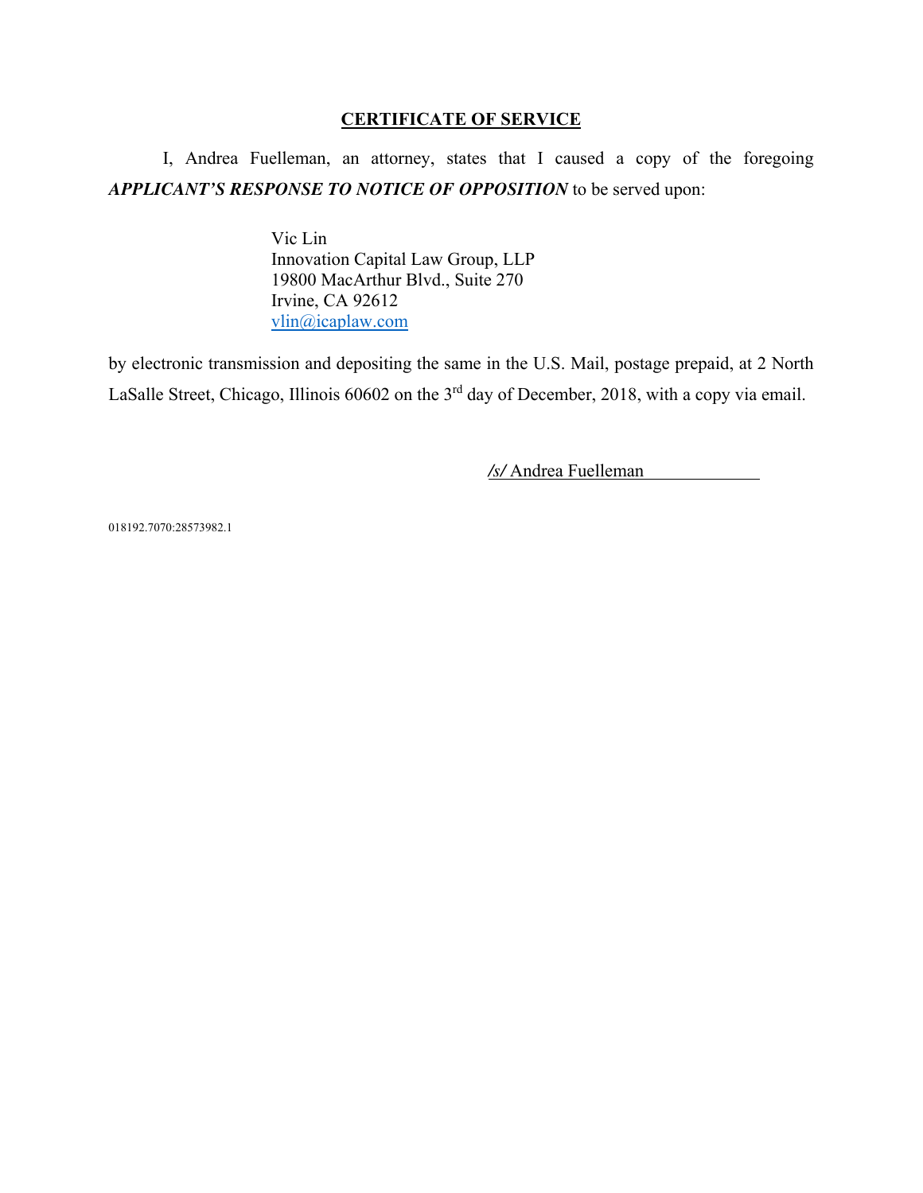## CERTIFICATE OF SERVICE

I, Andrea Fuelleman, an attorney, states that I caused a copy of the foregoing ***APPLICANT'S RESPONSE TO NOTICE OF OPPOSITION*** to be served upon:

Vic Lin
Innovation Capital Law Group, LLP
19800 MacArthur Blvd., Suite 270
Irvine, CA 92612
vlin@icaplaw.com

by electronic transmission and depositing the same in the U.S. Mail, postage prepaid, at 2 North LaSalle Street, Chicago, Illinois 60602 on the 3rd day of December, 2018, with a copy via email.

*/s/* Andrea Fuelleman

018192.7070:28573982.1